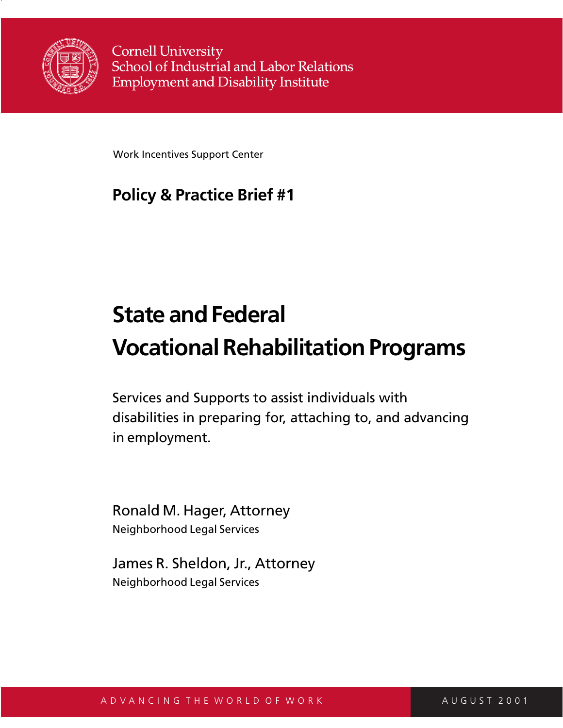Cornell University
School of Industrial and Labor Relations
Employment and Disability Institute

Work Incentives Support Center

**Policy & Practice Brief #1**

# State and Federal Vocational Rehabilitation Programs

Services and Supports to assist individuals with disabilities in preparing for, attaching to, and advancing in employment.

Ronald M. Hager, Attorney
Neighborhood Legal Services

James R. Sheldon, Jr., Attorney
Neighborhood Legal Services

ADVANCING THE WORLD OF WORK

AUGUST 2001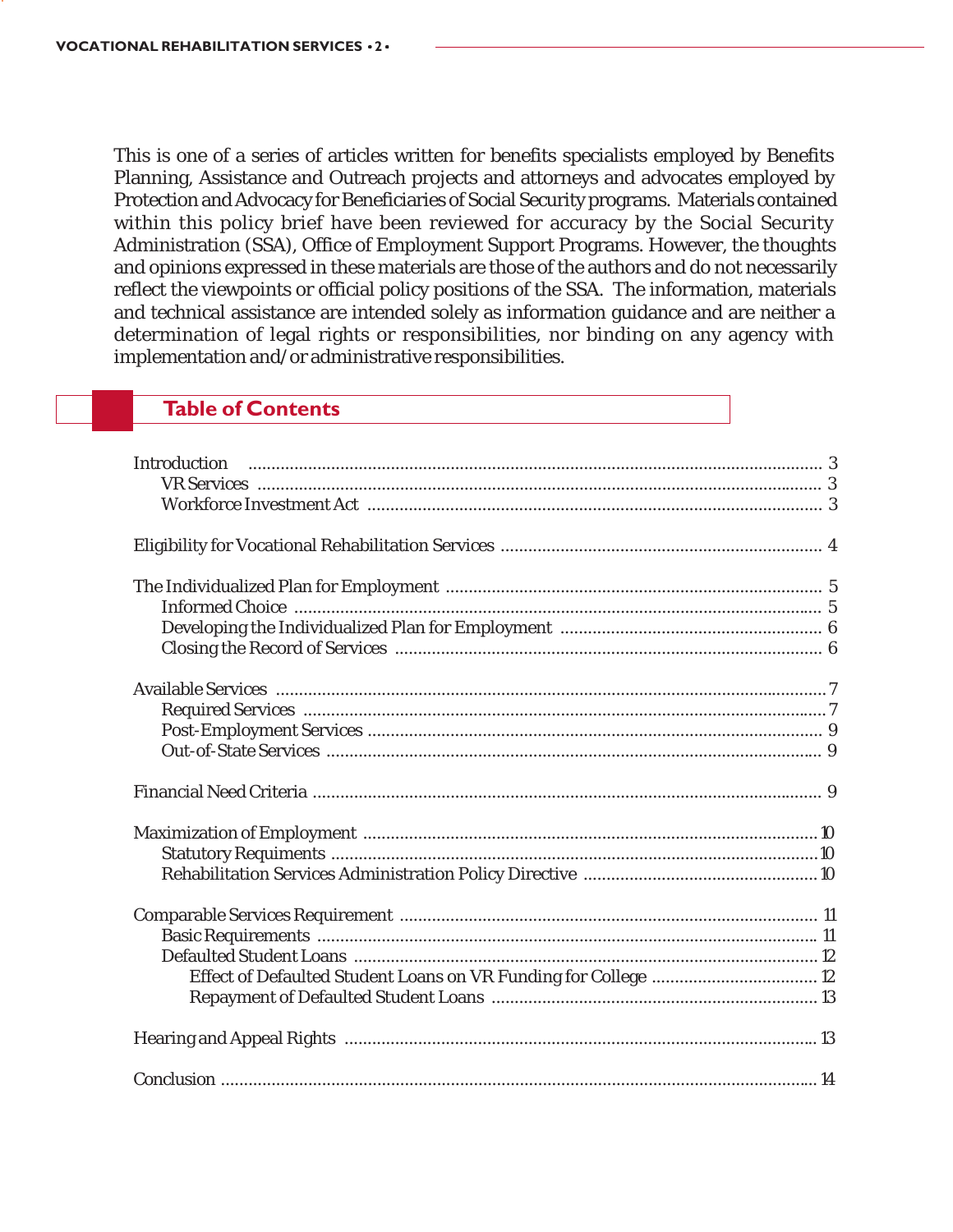This is one of a series of articles written for benefits specialists employed by Benefits Planning, Assistance and Outreach projects and attorneys and advocates employed by Protection and Advocacy for Beneficiaries of Social Security programs. Materials contained within this policy brief have been reviewed for accuracy by the Social Security Administration (SSA), Office of Employment Support Programs. However, the thoughts and opinions expressed in these materials are those of the authors and do not necessarily reflect the viewpoints or official policy positions of the SSA. The information, materials and technical assistance are intended solely as information guidance and are neither a determination of legal rights or responsibilities, nor binding on any agency with implementation and/or administrative responsibilities.

## Table of Contents

- Introduction ..... 3
  - VR Services ..... 3
  - Workforce Investment Act ..... 3
- Eligibility for Vocational Rehabilitation Services ..... 4
- The Individualized Plan for Employment ..... 5
  - Informed Choice ..... 5
  - Developing the Individualized Plan for Employment ..... 6
  - Closing the Record of Services ..... 6
- Available Services ..... 7
  - Required Services ..... 7
  - Post-Employment Services ..... 9
  - Out-of-State Services ..... 9
- Financial Need Criteria ..... 9
- Maximization of Employment ..... 10
  - Statutory Requiments ..... 10
  - Rehabilitation Services Administration Policy Directive ..... 10
- Comparable Services Requirement ..... 11
  - Basic Requirements ..... 11
  - Defaulted Student Loans ..... 12
    - Effect of Defaulted Student Loans on VR Funding for College ..... 12
    - Repayment of Defaulted Student Loans ..... 13
- Hearing and Appeal Rights ..... 13
- Conclusion ..... 14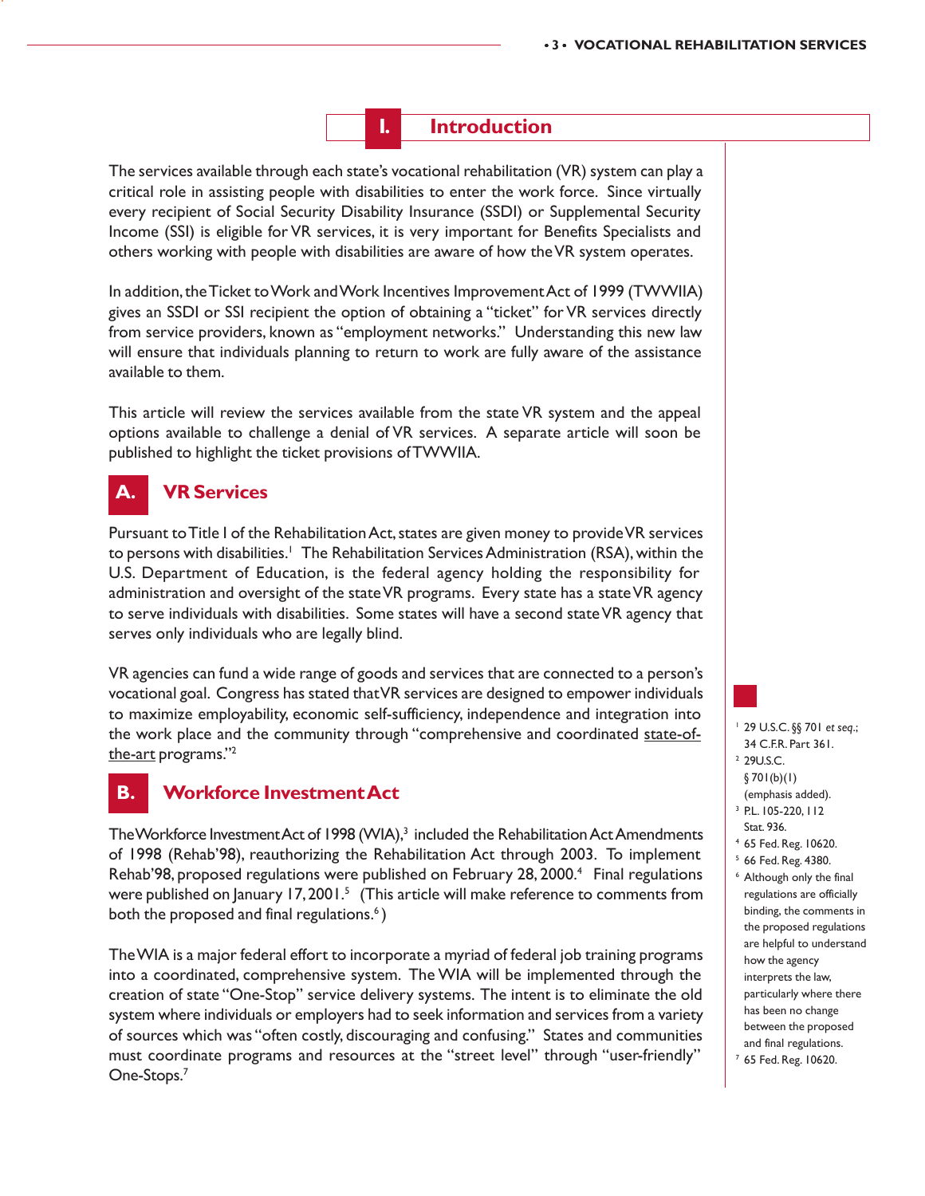# I. Introduction

The services available through each state's vocational rehabilitation (VR) system can play a critical role in assisting people with disabilities to enter the work force. Since virtually every recipient of Social Security Disability Insurance (SSDI) or Supplemental Security Income (SSI) is eligible for VR services, it is very important for Benefits Specialists and others working with people with disabilities are aware of how the VR system operates.

In addition, the Ticket to Work and Work Incentives Improvement Act of 1999 (TWWIIA) gives an SSDI or SSI recipient the option of obtaining a "ticket" for VR services directly from service providers, known as "employment networks." Understanding this new law will ensure that individuals planning to return to work are fully aware of the assistance available to them.

This article will review the services available from the state VR system and the appeal options available to challenge a denial of VR services. A separate article will soon be published to highlight the ticket provisions of TWWIIA.

## A. VR Services

Pursuant to Title I of the Rehabilitation Act, states are given money to provide VR services to persons with disabilities.[1] The Rehabilitation Services Administration (RSA), within the U.S. Department of Education, is the federal agency holding the responsibility for administration and oversight of the state VR programs. Every state has a state VR agency to serve individuals with disabilities. Some states will have a second state VR agency that serves only individuals who are legally blind.

VR agencies can fund a wide range of goods and services that are connected to a person's vocational goal. Congress has stated that VR services are designed to empower individuals to maximize employability, economic self-sufficiency, independence and integration into the work place and the community through "comprehensive and coordinated <u>state-of-the-art</u> programs."[2]

## B. Workforce Investment Act

The Workforce Investment Act of 1998 (WIA),[3] included the Rehabilitation Act Amendments of 1998 (Rehab'98), reauthorizing the Rehabilitation Act through 2003. To implement Rehab'98, proposed regulations were published on February 28, 2000.[4] Final regulations were published on January 17, 2001.[5] (This article will make reference to comments from both the proposed and final regulations.[6])

The WIA is a major federal effort to incorporate a myriad of federal job training programs into a coordinated, comprehensive system. The WIA will be implemented through the creation of state "One-Stop" service delivery systems. The intent is to eliminate the old system where individuals or employers had to seek information and services from a variety of sources which was "often costly, discouraging and confusing." States and communities must coordinate programs and resources at the "street level" through "user-friendly" One-Stops.[7]

---

[1] 29 U.S.C. §§ 701 *et seq.*; 34 C.F.R. Part 361.

[2] 29U.S.C. § 701(b)(1) (emphasis added).

[3] P.L. 105-220, 112 Stat. 936.

[4] 65 Fed. Reg. 10620.

[5] 66 Fed. Reg. 4380.

[6] Although only the final regulations are officially binding, the comments in the proposed regulations are helpful to understand how the agency interprets the law, particularly where there has been no change between the proposed and final regulations.

[7] 65 Fed. Reg. 10620.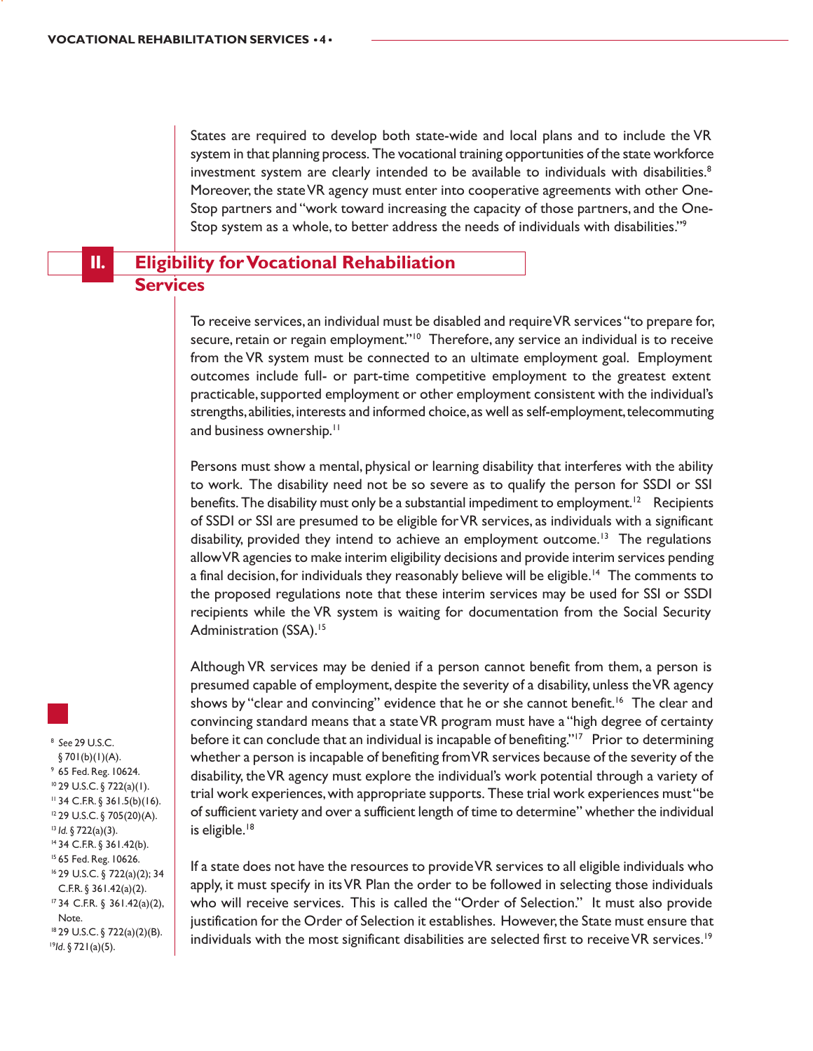States are required to develop both state-wide and local plans and to include the VR system in that planning process. The vocational training opportunities of the state workforce investment system are clearly intended to be available to individuals with disabilities.[8] Moreover, the state VR agency must enter into cooperative agreements with other One-Stop partners and "work toward increasing the capacity of those partners, and the One-Stop system as a whole, to better address the needs of individuals with disabilities."[9]

## II. Eligibility for Vocational Rehabiliation Services

To receive services, an individual must be disabled and require VR services "to prepare for, secure, retain or regain employment."[10] Therefore, any service an individual is to receive from the VR system must be connected to an ultimate employment goal. Employment outcomes include full- or part-time competitive employment to the greatest extent practicable, supported employment or other employment consistent with the individual's strengths, abilities, interests and informed choice, as well as self-employment, telecommuting and business ownership.[11]

Persons must show a mental, physical or learning disability that interferes with the ability to work. The disability need not be so severe as to qualify the person for SSDI or SSI benefits. The disability must only be a substantial impediment to employment.[12] Recipients of SSDI or SSI are presumed to be eligible for VR services, as individuals with a significant disability, provided they intend to achieve an employment outcome.[13] The regulations allow VR agencies to make interim eligibility decisions and provide interim services pending a final decision, for individuals they reasonably believe will be eligible.[14] The comments to the proposed regulations note that these interim services may be used for SSI or SSDI recipients while the VR system is waiting for documentation from the Social Security Administration (SSA).[15]

Although VR services may be denied if a person cannot benefit from them, a person is presumed capable of employment, despite the severity of a disability, unless the VR agency shows by "clear and convincing" evidence that he or she cannot benefit.[16] The clear and convincing standard means that a state VR program must have a "high degree of certainty before it can conclude that an individual is incapable of benefiting."[17] Prior to determining whether a person is incapable of benefiting from VR services because of the severity of the disability, the VR agency must explore the individual's work potential through a variety of trial work experiences, with appropriate supports. These trial work experiences must "be of sufficient variety and over a sufficient length of time to determine" whether the individual is eligible.[18]

If a state does not have the resources to provide VR services to all eligible individuals who apply, it must specify in its VR Plan the order to be followed in selecting those individuals who will receive services. This is called the "Order of Selection." It must also provide justification for the Order of Selection it establishes. However, the State must ensure that individuals with the most significant disabilities are selected first to receive VR services.[19]

---

[8] *See* 29 U.S.C. § 701(b)(1)(A).
[9] 65 Fed. Reg. 10624.
[10] 29 U.S.C. § 722(a)(1).
[11] 34 C.F.R. § 361.5(b)(16).
[12] 29 U.S.C. § 705(20)(A).
[13] *Id.* § 722(a)(3).
[14] 34 C.F.R. § 361.42(b).
[15] 65 Fed. Reg. 10626.
[16] 29 U.S.C. § 722(a)(2); 34 C.F.R. § 361.42(a)(2).
[17] 34 C.F.R. § 361.42(a)(2), Note.
[18] 29 U.S.C. § 722(a)(2)(B).
[19] *Id.* § 721(a)(5).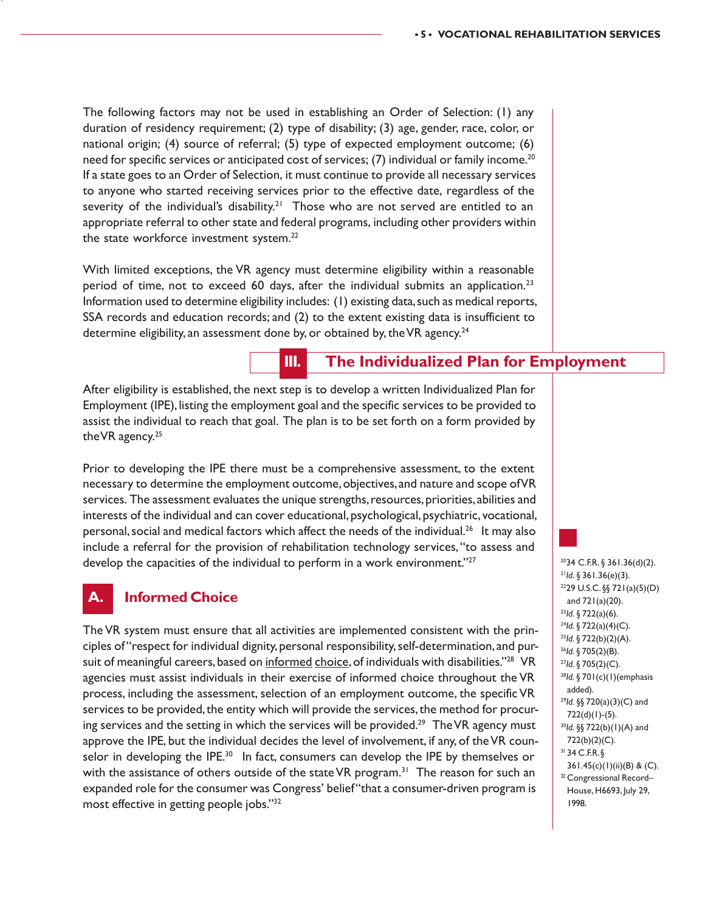The following factors may not be used in establishing an Order of Selection: (1) any duration of residency requirement; (2) type of disability; (3) age, gender, race, color, or national origin; (4) source of referral; (5) type of expected employment outcome; (6) need for specific services or anticipated cost of services; (7) individual or family income.[20] If a state goes to an Order of Selection, it must continue to provide all necessary services to anyone who started receiving services prior to the effective date, regardless of the severity of the individual's disability.[21] Those who are not served are entitled to an appropriate referral to other state and federal programs, including other providers within the state workforce investment system.[22]

With limited exceptions, the VR agency must determine eligibility within a reasonable period of time, not to exceed 60 days, after the individual submits an application.[23] Information used to determine eligibility includes: (1) existing data, such as medical reports, SSA records and education records; and (2) to the extent existing data is insufficient to determine eligibility, an assessment done by, or obtained by, the VR agency.[24]

## III. The Individualized Plan for Employment

After eligibility is established, the next step is to develop a written Individualized Plan for Employment (IPE), listing the employment goal and the specific services to be provided to assist the individual to reach that goal. The plan is to be set forth on a form provided by the VR agency.[25]

Prior to developing the IPE there must be a comprehensive assessment, to the extent necessary to determine the employment outcome, objectives, and nature and scope of VR services. The assessment evaluates the unique strengths, resources, priorities, abilities and interests of the individual and can cover educational, psychological, psychiatric, vocational, personal, social and medical factors which affect the needs of the individual.[26] It may also include a referral for the provision of rehabilitation technology services, "to assess and develop the capacities of the individual to perform in a work environment."[27]

### A. Informed Choice

The VR system must ensure that all activities are implemented consistent with the principles of "respect for individual dignity, personal responsibility, self-determination, and pursuit of meaningful careers, based on informed choice, of individuals with disabilities."[28] VR agencies must assist individuals in their exercise of informed choice throughout the VR process, including the assessment, selection of an employment outcome, the specific VR services to be provided, the entity which will provide the services, the method for procuring services and the setting in which the services will be provided.[29] The VR agency must approve the IPE, but the individual decides the level of involvement, if any, of the VR counselor in developing the IPE.[30] In fact, consumers can develop the IPE by themselves or with the assistance of others outside of the state VR program.[31] The reason for such an expanded role for the consumer was Congress' belief "that a consumer-driven program is most effective in getting people jobs."[32]

---

[20] 34 C.F.R. § 361.36(d)(2).
[21] *Id.* § 361.36(e)(3).
[22] 29 U.S.C. §§ 721(a)(5)(D) and 721(a)(20).
[23] *Id.* § 722(a)(6).
[24] *Id.* § 722(a)(4)(C).
[25] *Id.* § 722(b)(2)(A).
[26] *Id.* § 705(2)(B).
[27] *Id.* § 705(2)(C).
[28] *Id.* § 701(c)(1)(emphasis added).
[29] *Id.* §§ 720(a)(3)(C) and 722(d)(1)-(5).
[30] *Id.* §§ 722(b)(1)(A) and 722(b)(2)(C).
[31] 34 C.F.R. § 361.45(c)(1)(ii)(B) & (C).
[32] Congressional Record–House, H6693, July 29, 1998.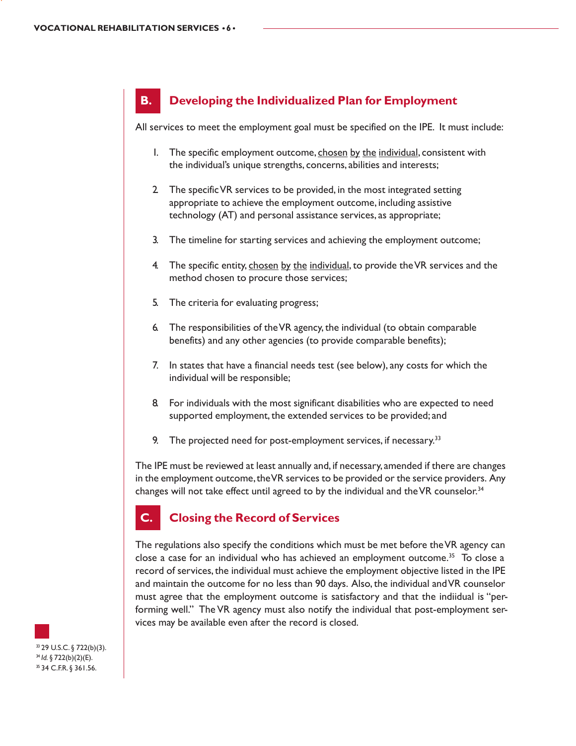## B. Developing the Individualized Plan for Employment

All services to meet the employment goal must be specified on the IPE. It must include:

1. The specific employment outcome, chosen by the individual, consistent with the individual's unique strengths, concerns, abilities and interests;

2. The specific VR services to be provided, in the most integrated setting appropriate to achieve the employment outcome, including assistive technology (AT) and personal assistance services, as appropriate;

3. The timeline for starting services and achieving the employment outcome;

4. The specific entity, chosen by the individual, to provide the VR services and the method chosen to procure those services;

5. The criteria for evaluating progress;

6. The responsibilities of the VR agency, the individual (to obtain comparable benefits) and any other agencies (to provide comparable benefits);

7. In states that have a financial needs test (see below), any costs for which the individual will be responsible;

8. For individuals with the most significant disabilities who are expected to need supported employment, the extended services to be provided; and

9. The projected need for post-employment services, if necessary.[33]

The IPE must be reviewed at least annually and, if necessary, amended if there are changes in the employment outcome, the VR services to be provided or the service providers. Any changes will not take effect until agreed to by the individual and the VR counselor.[34]

## C. Closing the Record of Services

The regulations also specify the conditions which must be met before the VR agency can close a case for an individual who has achieved an employment outcome.[35] To close a record of services, the individual must achieve the employment objective listed in the IPE and maintain the outcome for no less than 90 days. Also, the individual and VR counselor must agree that the employment outcome is satisfactory and that the indiidual is "performing well." The VR agency must also notify the individual that post-employment services may be available even after the record is closed.

[33] 29 U.S.C. § 722(b)(3).
[34] *Id.* § 722(b)(2)(E).
[35] 34 C.F.R. § 361.56.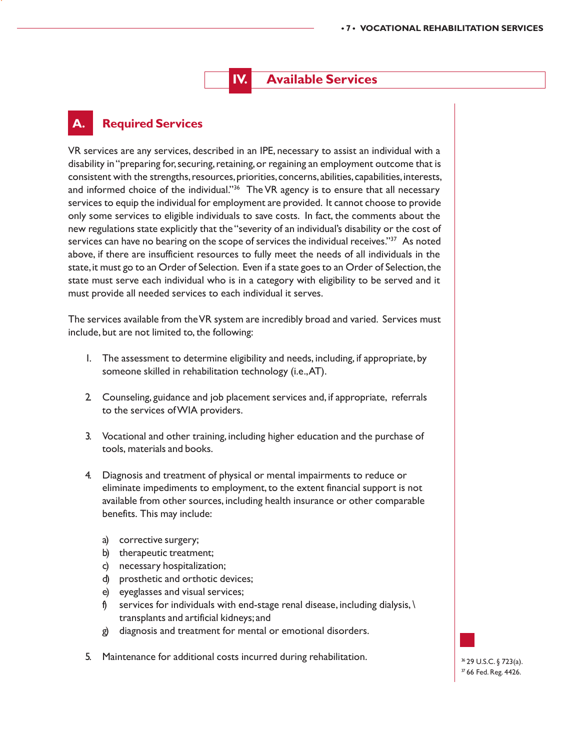# IV. Available Services

## A. Required Services

VR services are any services, described in an IPE, necessary to assist an individual with a disability in "preparing for, securing, retaining, or regaining an employment outcome that is consistent with the strengths, resources, priorities, concerns, abilities, capabilities, interests, and informed choice of the individual."[36] The VR agency is to ensure that all necessary services to equip the individual for employment are provided. It cannot choose to provide only some services to eligible individuals to save costs. In fact, the comments about the new regulations state explicitly that the "severity of an individual's disability or the cost of services can have no bearing on the scope of services the individual receives."[37] As noted above, if there are insufficient resources to fully meet the needs of all individuals in the state, it must go to an Order of Selection. Even if a state goes to an Order of Selection, the state must serve each individual who is in a category with eligibility to be served and it must provide all needed services to each individual it serves.

The services available from the VR system are incredibly broad and varied. Services must include, but are not limited to, the following:

1. The assessment to determine eligibility and needs, including, if appropriate, by someone skilled in rehabilitation technology (i.e., AT).

2. Counseling, guidance and job placement services and, if appropriate, referrals to the services of WIA providers.

3. Vocational and other training, including higher education and the purchase of tools, materials and books.

4. Diagnosis and treatment of physical or mental impairments to reduce or eliminate impediments to employment, to the extent financial support is not available from other sources, including health insurance or other comparable benefits. This may include:

   a) corrective surgery;
   b) therapeutic treatment;
   c) necessary hospitalization;
   d) prosthetic and orthotic devices;
   e) eyeglasses and visual services;
   f) services for individuals with end-stage renal disease, including dialysis, \ transplants and artificial kidneys; and
   g) diagnosis and treatment for mental or emotional disorders.

5. Maintenance for additional costs incurred during rehabilitation.

[36] 29 U.S.C. § 723(a).
[37] 66 Fed. Reg. 4426.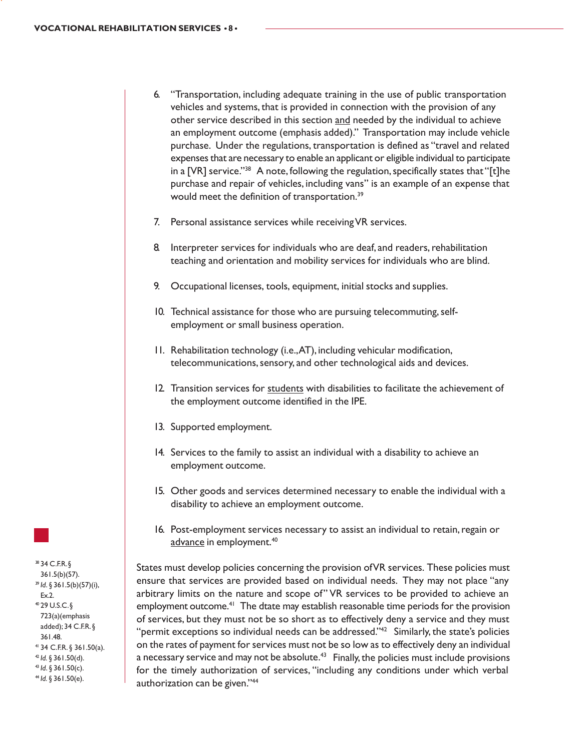6. "Transportation, including adequate training in the use of public transportation vehicles and systems, that is provided in connection with the provision of any other service described in this section <u>and</u> needed by the individual to achieve an employment outcome (emphasis added)." Transportation may include vehicle purchase. Under the regulations, transportation is defined as "travel and related expenses that are necessary to enable an applicant or eligible individual to participate in a [VR] service."[38] A note, following the regulation, specifically states that "[t]he purchase and repair of vehicles, including vans" is an example of an expense that would meet the definition of transportation.[39]

7. Personal assistance services while receiving VR services.

8. Interpreter services for individuals who are deaf, and readers, rehabilitation teaching and orientation and mobility services for individuals who are blind.

9. Occupational licenses, tools, equipment, initial stocks and supplies.

10. Technical assistance for those who are pursuing telecommuting, self-employment or small business operation.

11. Rehabilitation technology (i.e., AT), including vehicular modification, telecommunications, sensory, and other technological aids and devices.

12. Transition services for <u>students</u> with disabilities to facilitate the achievement of the employment outcome identified in the IPE.

13. Supported employment.

14. Services to the family to assist an individual with a disability to achieve an employment outcome.

15. Other goods and services determined necessary to enable the individual with a disability to achieve an employment outcome.

16. Post-employment services necessary to assist an individual to retain, regain or <u>advance</u> in employment.[40]

States must develop policies concerning the provision of VR services. These policies must ensure that services are provided based on individual needs. They may not place "any arbitrary limits on the nature and scope of" VR services to be provided to achieve an employment outcome.[41] The dtate may establish reasonable time periods for the provision of services, but they must not be so short as to effectively deny a service and they must "permit exceptions so individual needs can be addressed."[42] Similarly, the state's policies on the rates of payment for services must not be so low as to effectively deny an individual a necessary service and may not be absolute.[43] Finally, the policies must include provisions for the timely authorization of services, "including any conditions under which verbal authorization can be given."[44]

---

[38] 34 C.F.R. § 361.5(b)(57).
[39] *Id.* § 361.5(b)(57)(i), Ex.2.
[40] 29 U.S.C. § 723(a)(emphasis added); 34 C.F.R. § 361.48.
[41] 34 C.F.R. § 361.50(a).
[42] *Id.* § 361.50(d).
[43] *Id.* § 361.50(c).
[44] *Id.* § 361.50(e).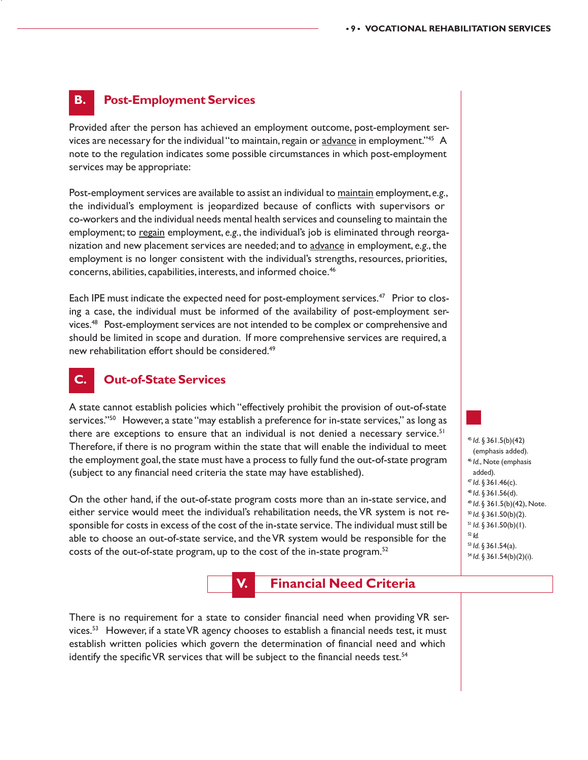## B. Post-Employment Services

Provided after the person has achieved an employment outcome, post-employment services are necessary for the individual "to maintain, regain or advance in employment."[45] A note to the regulation indicates some possible circumstances in which post-employment services may be appropriate:

Post-employment services are available to assist an individual to maintain employment, *e.g.*, the individual's employment is jeopardized because of conflicts with supervisors or co-workers and the individual needs mental health services and counseling to maintain the employment; to regain employment, *e.g.*, the individual's job is eliminated through reorganization and new placement services are needed; and to advance in employment, *e.g.*, the employment is no longer consistent with the individual's strengths, resources, priorities, concerns, abilities, capabilities, interests, and informed choice.[46]

Each IPE must indicate the expected need for post-employment services.[47] Prior to closing a case, the individual must be informed of the availability of post-employment services.[48] Post-employment services are not intended to be complex or comprehensive and should be limited in scope and duration. If more comprehensive services are required, a new rehabilitation effort should be considered.[49]

## C. Out-of-State Services

A state cannot establish policies which "effectively prohibit the provision of out-of-state services."[50] However, a state "may establish a preference for in-state services," as long as there are exceptions to ensure that an individual is not denied a necessary service.[51] Therefore, if there is no program within the state that will enable the individual to meet the employment goal, the state must have a process to fully fund the out-of-state program (subject to any financial need criteria the state may have established).

On the other hand, if the out-of-state program costs more than an in-state service, and either service would meet the individual's rehabilitation needs, the VR system is not responsible for costs in excess of the cost of the in-state service. The individual must still be able to choose an out-of-state service, and the VR system would be responsible for the costs of the out-of-state program, up to the cost of the in-state program.[52]

# V. Financial Need Criteria

There is no requirement for a state to consider financial need when providing VR services.[53] However, if a state VR agency chooses to establish a financial needs test, it must establish written policies which govern the determination of financial need and which identify the specific VR services that will be subject to the financial needs test.[54]

---

[45] *Id.* § 361.5(b)(42) (emphasis added).
[46] *Id.*, Note (emphasis added).
[47] *Id.* § 361.46(c).
[48] *Id.* § 361.56(d).
[49] *Id.* § 361.5(b)(42), Note.
[50] *Id.* § 361.50(b)(2).
[51] *Id.* § 361.50(b)(1).
[52] *Id.*
[53] *Id.* § 361.54(a).
[54] *Id.* § 361.54(b)(2)(i).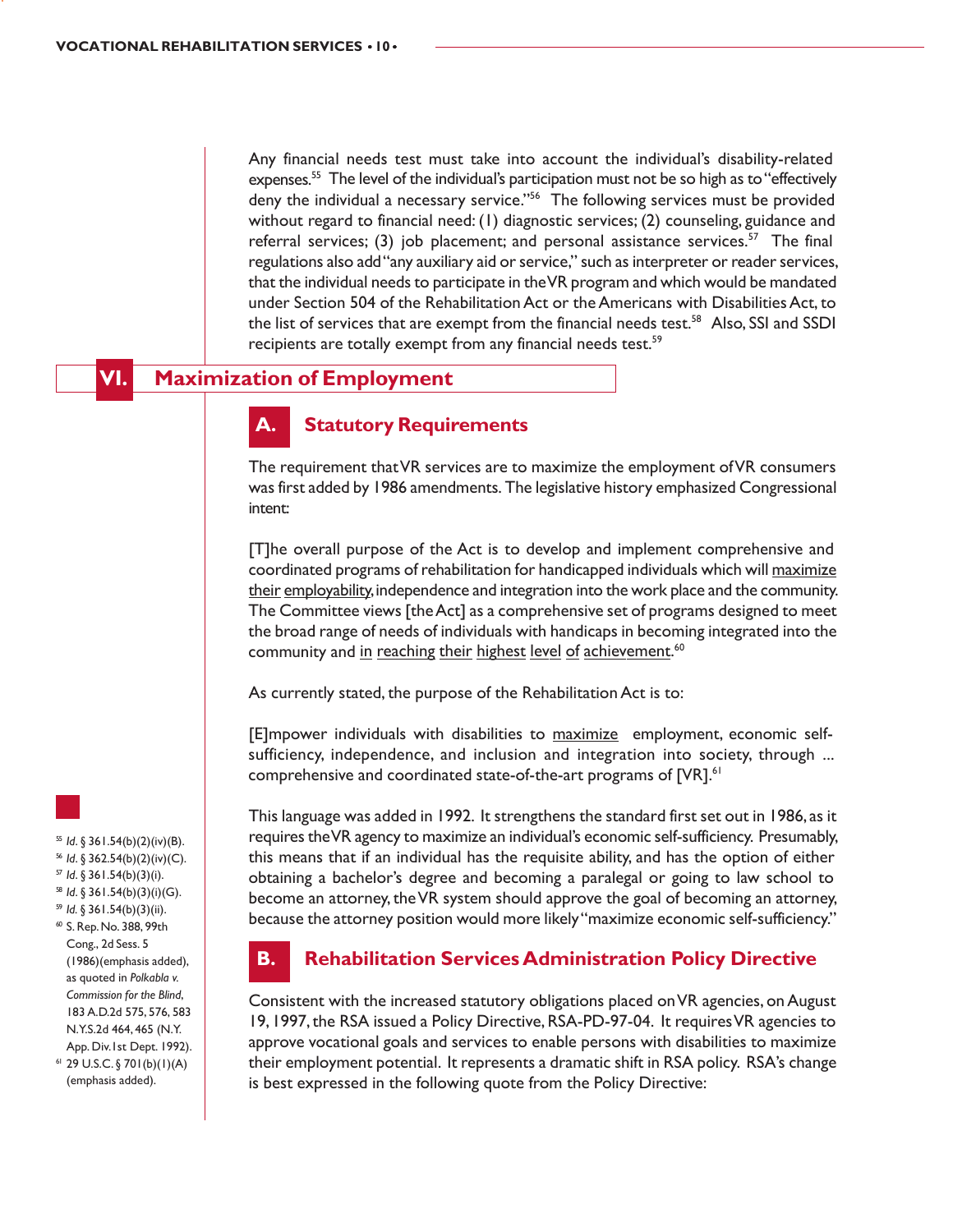Any financial needs test must take into account the individual's disability-related expenses.[55] The level of the individual's participation must not be so high as to "effectively deny the individual a necessary service."[56] The following services must be provided without regard to financial need: (1) diagnostic services; (2) counseling, guidance and referral services; (3) job placement; and personal assistance services.[57] The final regulations also add "any auxiliary aid or service," such as interpreter or reader services, that the individual needs to participate in the VR program and which would be mandated under Section 504 of the Rehabilitation Act or the Americans with Disabilities Act, to the list of services that are exempt from the financial needs test.[58] Also, SSI and SSDI recipients are totally exempt from any financial needs test.[59]

## VI. Maximization of Employment

### A. Statutory Requirements

The requirement that VR services are to maximize the employment of VR consumers was first added by 1986 amendments. The legislative history emphasized Congressional intent:

> [T]he overall purpose of the Act is to develop and implement comprehensive and coordinated programs of rehabilitation for handicapped individuals which will <u>maximize their employability</u>, independence and integration into the work place and the community. The Committee views [the Act] as a comprehensive set of programs designed to meet the broad range of needs of individuals with handicaps in becoming integrated into the community and <u>in reaching their highest level of achievement</u>.[60]

As currently stated, the purpose of the Rehabilitation Act is to:

> [E]mpower individuals with disabilities to <u>maximize</u> employment, economic self-sufficiency, independence, and inclusion and integration into society, through ... comprehensive and coordinated state-of-the-art programs of [VR].[61]

This language was added in 1992. It strengthens the standard first set out in 1986, as it requires the VR agency to maximize an individual's economic self-sufficiency. Presumably, this means that if an individual has the requisite ability, and has the option of either obtaining a bachelor's degree and becoming a paralegal or going to law school to become an attorney, the VR system should approve the goal of becoming an attorney, because the attorney position would more likely "maximize economic self-sufficiency."

### B. Rehabilitation Services Administration Policy Directive

Consistent with the increased statutory obligations placed on VR agencies, on August 19, 1997, the RSA issued a Policy Directive, RSA-PD-97-04. It requires VR agencies to approve vocational goals and services to enable persons with disabilities to maximize their employment potential. It represents a dramatic shift in RSA policy. RSA's change is best expressed in the following quote from the Policy Directive:

---

[55] *Id.* § 361.54(b)(2)(iv)(B).
[56] *Id.* § 362.54(b)(2)(iv)(C).
[57] *Id.* § 361.54(b)(3)(i).
[58] *Id.* § 361.54(b)(3)(i)(G).
[59] *Id.* § 361.54(b)(3)(ii).
[60] S. Rep. No. 388, 99th Cong., 2d Sess. 5 (1986)(emphasis added), as quoted in *Polkabla v. Commission for the Blind*, 183 A.D.2d 575, 576, 583 N.Y.S.2d 464, 465 (N.Y. App. Div. 1st Dept. 1992).
[61] 29 U.S.C. § 701(b)(1)(A) (emphasis added).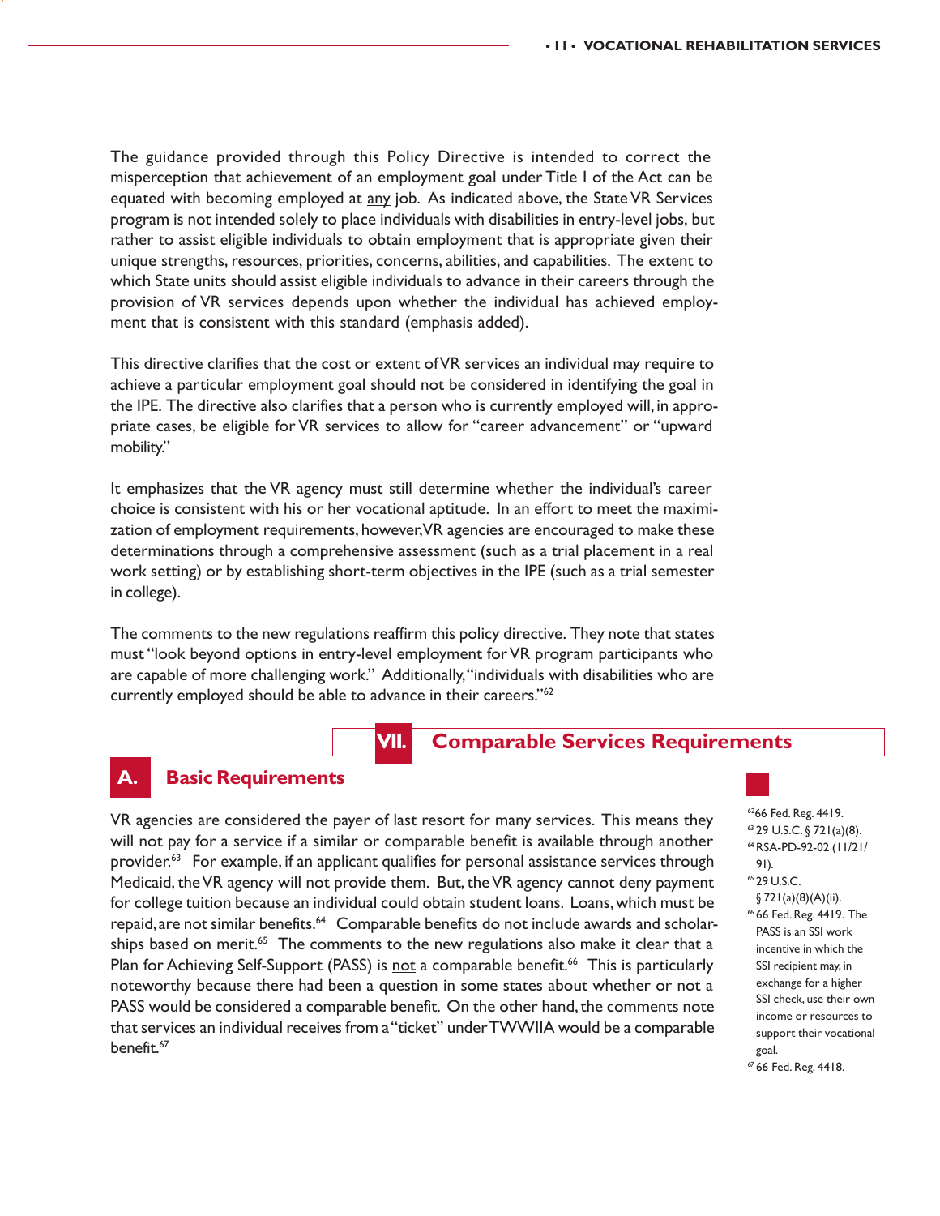The guidance provided through this Policy Directive is intended to correct the misperception that achievement of an employment goal under Title I of the Act can be equated with becoming employed at <u>any</u> job. As indicated above, the State VR Services program is not intended solely to place individuals with disabilities in entry-level jobs, but rather to assist eligible individuals to obtain employment that is appropriate given their unique strengths, resources, priorities, concerns, abilities, and capabilities. The extent to which State units should assist eligible individuals to advance in their careers through the provision of VR services depends upon whether the individual has achieved employment that is consistent with this standard (emphasis added).

This directive clarifies that the cost or extent of VR services an individual may require to achieve a particular employment goal should not be considered in identifying the goal in the IPE. The directive also clarifies that a person who is currently employed will, in appropriate cases, be eligible for VR services to allow for "career advancement" or "upward mobility."

It emphasizes that the VR agency must still determine whether the individual's career choice is consistent with his or her vocational aptitude. In an effort to meet the maximization of employment requirements, however, VR agencies are encouraged to make these determinations through a comprehensive assessment (such as a trial placement in a real work setting) or by establishing short-term objectives in the IPE (such as a trial semester in college).

The comments to the new regulations reaffirm this policy directive. They note that states must "look beyond options in entry-level employment for VR program participants who are capable of more challenging work." Additionally, "individuals with disabilities who are currently employed should be able to advance in their careers."[62]

## VII. Comparable Services Requirements

### A. Basic Requirements

VR agencies are considered the payer of last resort for many services. This means they will not pay for a service if a similar or comparable benefit is available through another provider.[63] For example, if an applicant qualifies for personal assistance services through Medicaid, the VR agency will not provide them. But, the VR agency cannot deny payment for college tuition because an individual could obtain student loans. Loans, which must be repaid, are not similar benefits.[64] Comparable benefits do not include awards and scholarships based on merit.[65] The comments to the new regulations also make it clear that a Plan for Achieving Self-Support (PASS) is <u>not</u> a comparable benefit.[66] This is particularly noteworthy because there had been a question in some states about whether or not a PASS would be considered a comparable benefit. On the other hand, the comments note that services an individual receives from a "ticket" under TWWIIA would be a comparable benefit.[67]

[62] 66 Fed. Reg. 4419.
[63] 29 U.S.C. § 721(a)(8).
[64] RSA-PD-92-02 (11/21/91).
[65] 29 U.S.C. § 721(a)(8)(A)(ii).
[66] 66 Fed. Reg. 4419. The PASS is an SSI work incentive in which the SSI recipient may, in exchange for a higher SSI check, use their own income or resources to support their vocational goal.
[67] 66 Fed. Reg. 4418.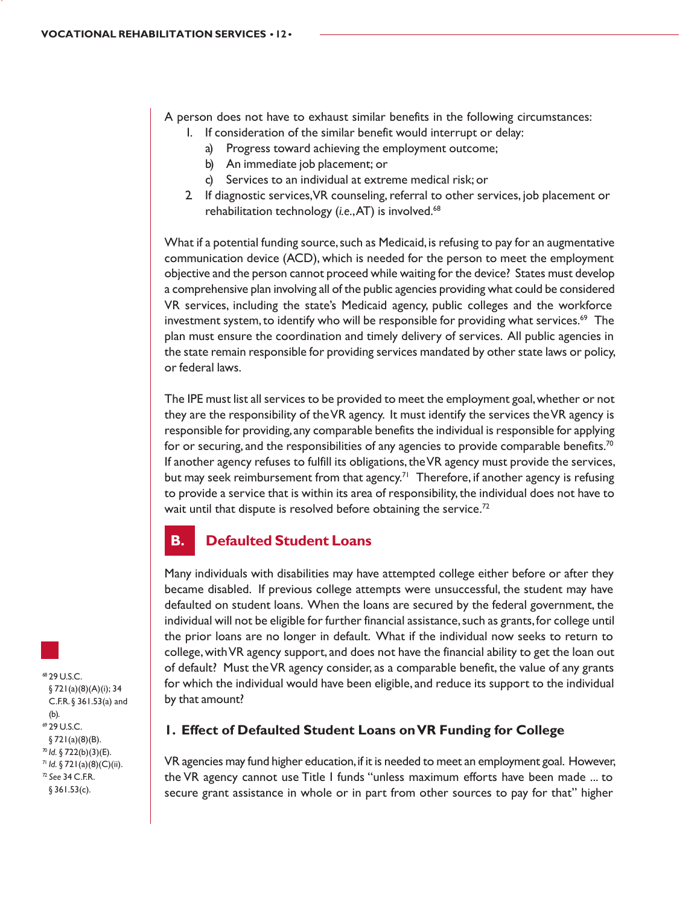A person does not have to exhaust similar benefits in the following circumstances:

1. If consideration of the similar benefit would interrupt or delay:
   a) Progress toward achieving the employment outcome;
   b) An immediate job placement; or
   c) Services to an individual at extreme medical risk; or
2. If diagnostic services, VR counseling, referral to other services, job placement or rehabilitation technology (*i.e.*, AT) is involved.[68]

What if a potential funding source, such as Medicaid, is refusing to pay for an augmentative communication device (ACD), which is needed for the person to meet the employment objective and the person cannot proceed while waiting for the device? States must develop a comprehensive plan involving all of the public agencies providing what could be considered VR services, including the state's Medicaid agency, public colleges and the workforce investment system, to identify who will be responsible for providing what services.[69] The plan must ensure the coordination and timely delivery of services. All public agencies in the state remain responsible for providing services mandated by other state laws or policy, or federal laws.

The IPE must list all services to be provided to meet the employment goal, whether or not they are the responsibility of the VR agency. It must identify the services the VR agency is responsible for providing, any comparable benefits the individual is responsible for applying for or securing, and the responsibilities of any agencies to provide comparable benefits.[70] If another agency refuses to fulfill its obligations, the VR agency must provide the services, but may seek reimbursement from that agency.[71] Therefore, if another agency is refusing to provide a service that is within its area of responsibility, the individual does not have to wait until that dispute is resolved before obtaining the service.[72]

## B. Defaulted Student Loans

Many individuals with disabilities may have attempted college either before or after they became disabled. If previous college attempts were unsuccessful, the student may have defaulted on student loans. When the loans are secured by the federal government, the individual will not be eligible for further financial assistance, such as grants, for college until the prior loans are no longer in default. What if the individual now seeks to return to college, with VR agency support, and does not have the financial ability to get the loan out of default? Must the VR agency consider, as a comparable benefit, the value of any grants for which the individual would have been eligible, and reduce its support to the individual by that amount?

### 1. Effect of Defaulted Student Loans on VR Funding for College

VR agencies may fund higher education, if it is needed to meet an employment goal. However, the VR agency cannot use Title I funds "unless maximum efforts have been made ... to secure grant assistance in whole or in part from other sources to pay for that" higher

---

[68] 29 U.S.C. § 721(a)(8)(A)(i); 34 C.F.R. § 361.53(a) and (b).

[69] 29 U.S.C. § 721(a)(8)(B).

[70] *Id.* § 722(b)(3)(E).

[71] *Id.* § 721(a)(8)(C)(ii).

[72] *See* 34 C.F.R. § 361.53(c).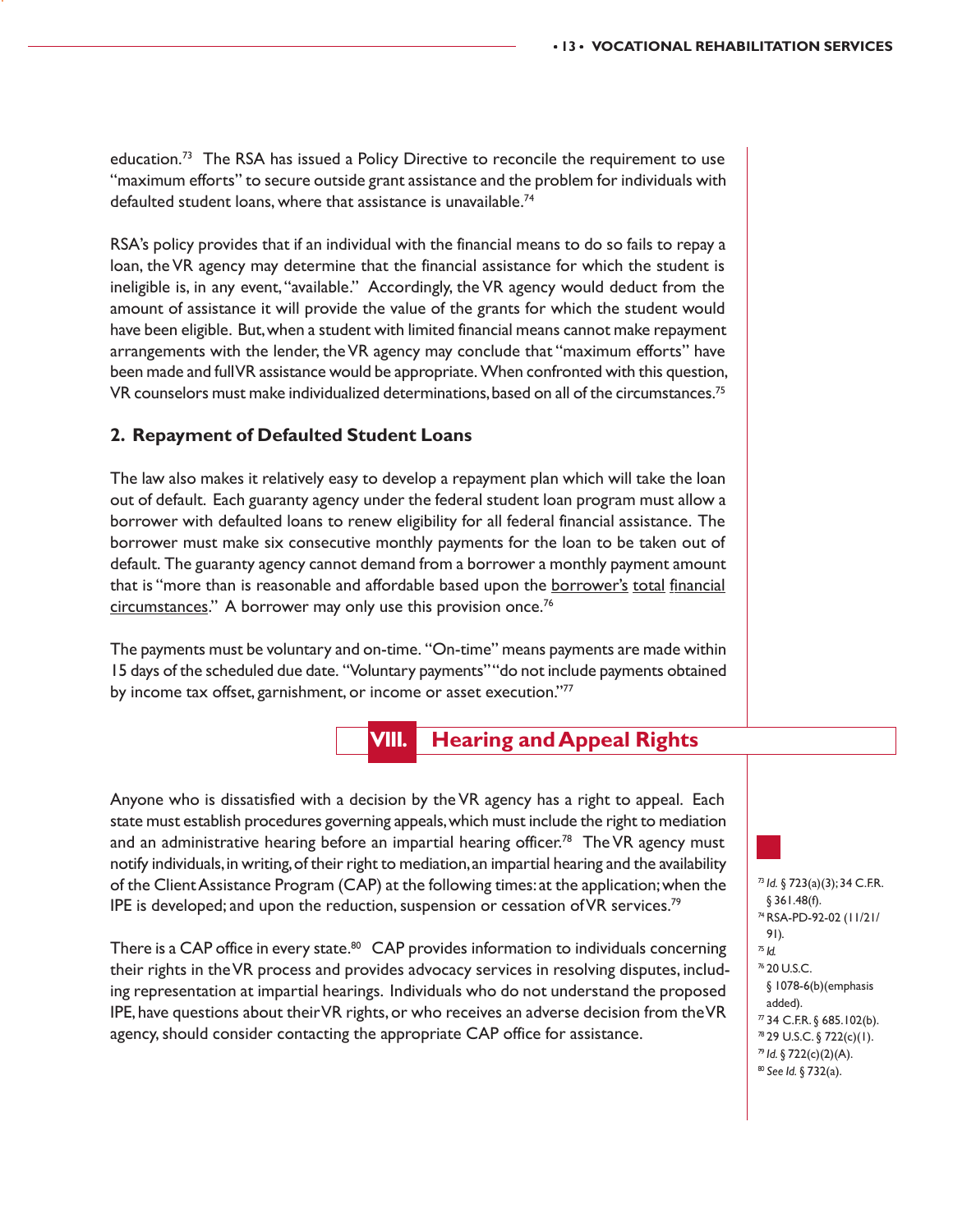education.[73] The RSA has issued a Policy Directive to reconcile the requirement to use "maximum efforts" to secure outside grant assistance and the problem for individuals with defaulted student loans, where that assistance is unavailable.[74]

RSA's policy provides that if an individual with the financial means to do so fails to repay a loan, the VR agency may determine that the financial assistance for which the student is ineligible is, in any event, "available." Accordingly, the VR agency would deduct from the amount of assistance it will provide the value of the grants for which the student would have been eligible. But, when a student with limited financial means cannot make repayment arrangements with the lender, the VR agency may conclude that "maximum efforts" have been made and full VR assistance would be appropriate. When confronted with this question, VR counselors must make individualized determinations, based on all of the circumstances.[75]

### 2. Repayment of Defaulted Student Loans

The law also makes it relatively easy to develop a repayment plan which will take the loan out of default. Each guaranty agency under the federal student loan program must allow a borrower with defaulted loans to renew eligibility for all federal financial assistance. The borrower must make six consecutive monthly payments for the loan to be taken out of default. The guaranty agency cannot demand from a borrower a monthly payment amount that is "more than is reasonable and affordable based upon the <u>borrower's</u> <u>total</u> <u>financial</u> <u>circumstances</u>." A borrower may only use this provision once.[76]

The payments must be voluntary and on-time. "On-time" means payments are made within 15 days of the scheduled due date. "Voluntary payments" "do not include payments obtained by income tax offset, garnishment, or income or asset execution."[77]

## VIII. Hearing and Appeal Rights

Anyone who is dissatisfied with a decision by the VR agency has a right to appeal. Each state must establish procedures governing appeals, which must include the right to mediation and an administrative hearing before an impartial hearing officer.[78] The VR agency must notify individuals, in writing, of their right to mediation, an impartial hearing and the availability of the Client Assistance Program (CAP) at the following times: at the application; when the IPE is developed; and upon the reduction, suspension or cessation of VR services.[79]

There is a CAP office in every state.[80] CAP provides information to individuals concerning their rights in the VR process and provides advocacy services in resolving disputes, including representation at impartial hearings. Individuals who do not understand the proposed IPE, have questions about their VR rights, or who receives an adverse decision from the VR agency, should consider contacting the appropriate CAP office for assistance.

---

[73] *Id.* § 723(a)(3); 34 C.F.R. § 361.48(f).
[74] RSA-PD-92-02 (11/21/91).
[75] *Id.*
[76] 20 U.S.C. § 1078-6(b)(emphasis added).
[77] 34 C.F.R. § 685.102(b).
[78] 29 U.S.C. § 722(c)(1).
[79] *Id.* § 722(c)(2)(A).
[80] *See Id.* § 732(a).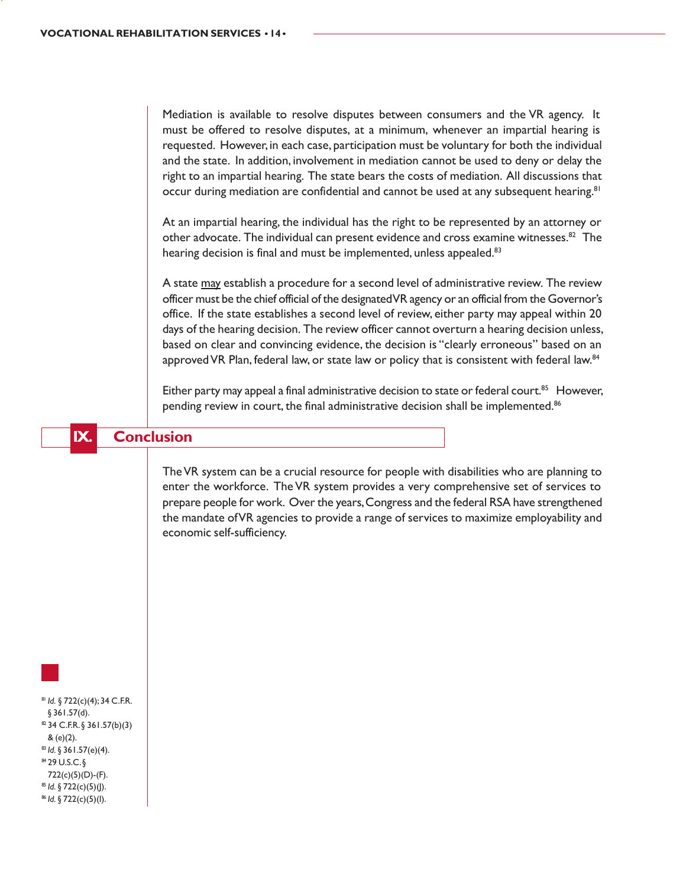Mediation is available to resolve disputes between consumers and the VR agency. It must be offered to resolve disputes, at a minimum, whenever an impartial hearing is requested. However, in each case, participation must be voluntary for both the individual and the state. In addition, involvement in mediation cannot be used to deny or delay the right to an impartial hearing. The state bears the costs of mediation. All discussions that occur during mediation are confidential and cannot be used at any subsequent hearing.[81]

At an impartial hearing, the individual has the right to be represented by an attorney or other advocate. The individual can present evidence and cross examine witnesses.[82] The hearing decision is final and must be implemented, unless appealed.[83]

A state may establish a procedure for a second level of administrative review. The review officer must be the chief official of the designated VR agency or an official from the Governor's office. If the state establishes a second level of review, either party may appeal within 20 days of the hearing decision. The review officer cannot overturn a hearing decision unless, based on clear and convincing evidence, the decision is "clearly erroneous" based on an approved VR Plan, federal law, or state law or policy that is consistent with federal law.[84]

Either party may appeal a final administrative decision to state or federal court.[85] However, pending review in court, the final administrative decision shall be implemented.[86]

## IX. Conclusion

The VR system can be a crucial resource for people with disabilities who are planning to enter the workforce. The VR system provides a very comprehensive set of services to prepare people for work. Over the years, Congress and the federal RSA have strengthened the mandate of VR agencies to provide a range of services to maximize employability and economic self-sufficiency.

---

[81] *Id.* § 722(c)(4); 34 C.F.R. § 361.57(d).
[82] 34 C.F.R. § 361.57(b)(3) & (e)(2).
[83] *Id.* § 361.57(e)(4).
[84] 29 U.S.C. § 722(c)(5)(D)-(F).
[85] *Id.* § 722(c)(5)(J).
[86] *Id.* § 722(c)(5)(I).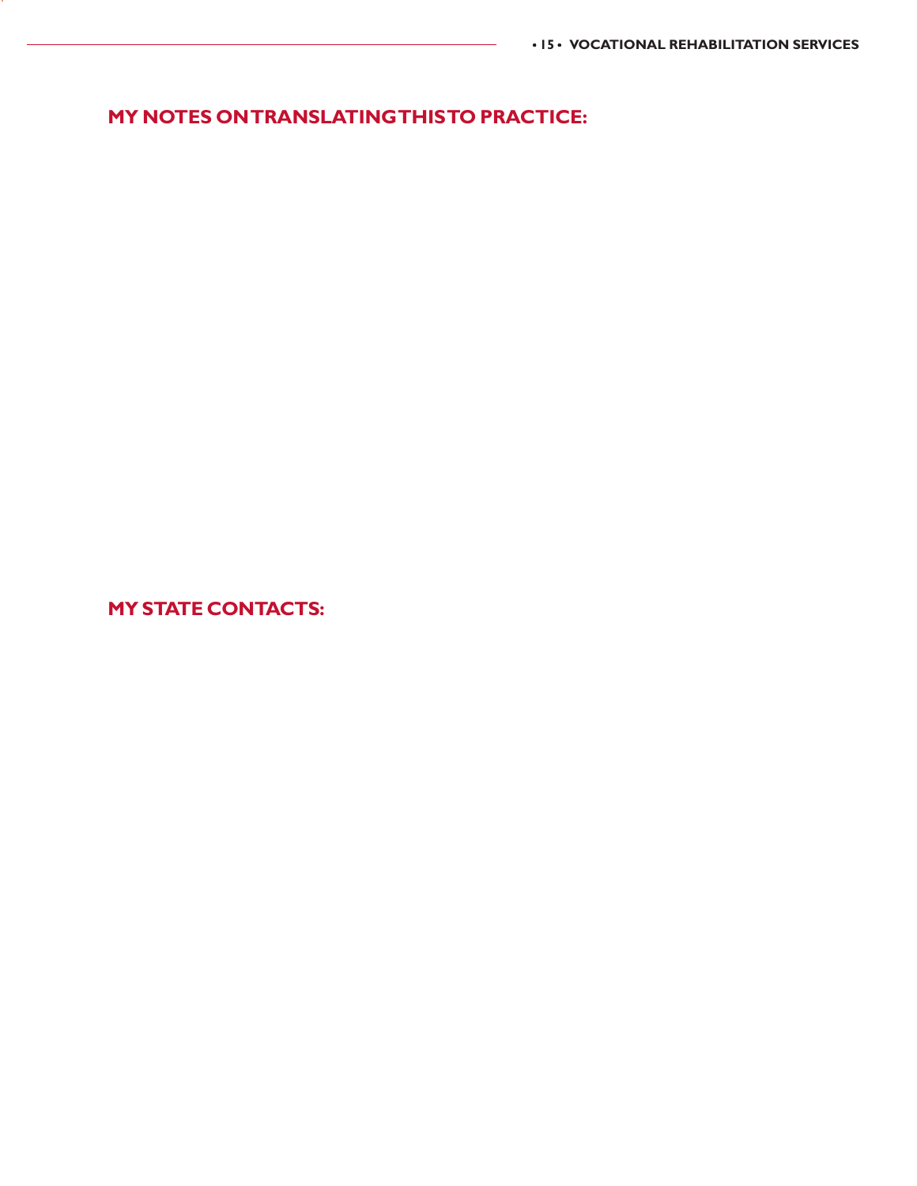## MY NOTES ON TRANSLATING THIS TO PRACTICE:

## MY STATE CONTACTS: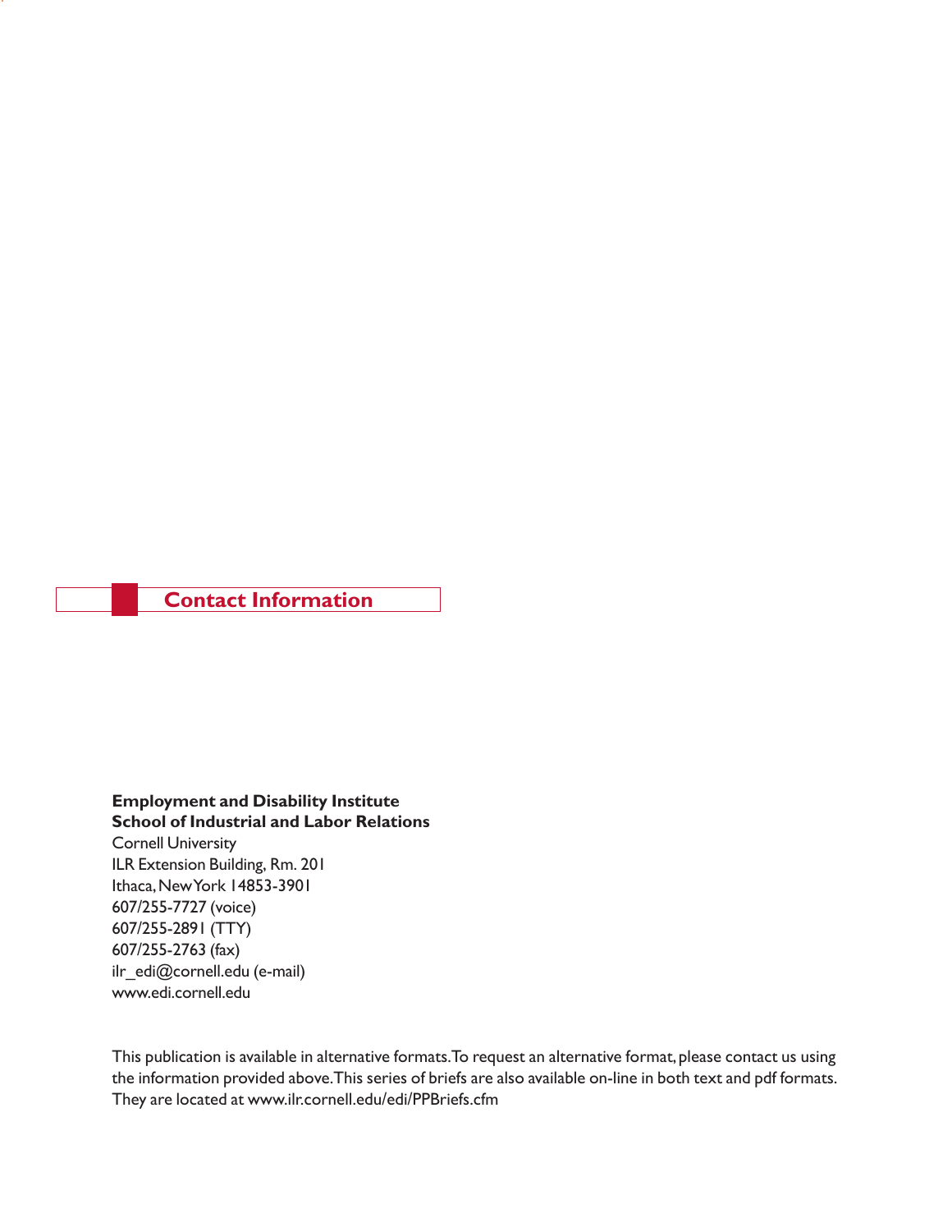## Contact Information

**Employment and Disability Institute**
**School of Industrial and Labor Relations**
Cornell University
ILR Extension Building, Rm. 201
Ithaca, New York 14853-3901
607/255-7727 (voice)
607/255-2891 (TTY)
607/255-2763 (fax)
ilr_edi@cornell.edu (e-mail)
www.edi.cornell.edu

This publication is available in alternative formats. To request an alternative format, please contact us using the information provided above. This series of briefs are also available on-line in both text and pdf formats. They are located at www.ilr.cornell.edu/edi/PPBriefs.cfm